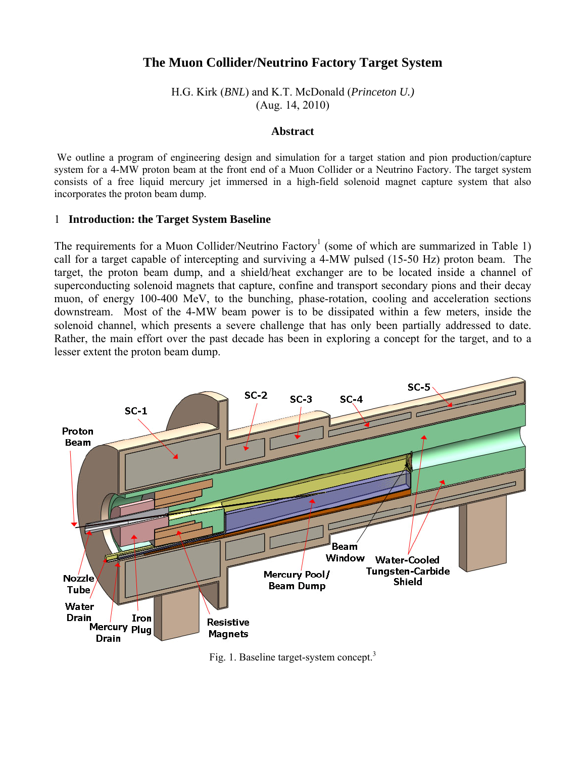# The Muon Collider/Neutrino Factory Target System

H.G. Kirk (*BNL*) and K.T. McDonald (*Princeton U.)*
(Aug. 14, 2010)

## Abstract

We outline a program of engineering design and simulation for a target station and pion production/capture system for a 4-MW proton beam at the front end of a Muon Collider or a Neutrino Factory. The target system consists of a free liquid mercury jet immersed in a high-field solenoid magnet capture system that also incorporates the proton beam dump.

## 1 Introduction: the Target System Baseline

The requirements for a Muon Collider/Neutrino Factory[1] (some of which are summarized in Table 1) call for a target capable of intercepting and surviving a 4-MW pulsed (15-50 Hz) proton beam. The target, the proton beam dump, and a shield/heat exchanger are to be located inside a channel of superconducting solenoid magnets that capture, confine and transport secondary pions and their decay muon, of energy 100-400 MeV, to the bunching, phase-rotation, cooling and acceleration sections downstream. Most of the 4-MW beam power is to be dissipated within a few meters, inside the solenoid channel, which presents a severe challenge that has only been partially addressed to date. Rather, the main effort over the past decade has been in exploring a concept for the target, and to a lesser extent the proton beam dump.

Fig. 1. Baseline target-system concept.[3]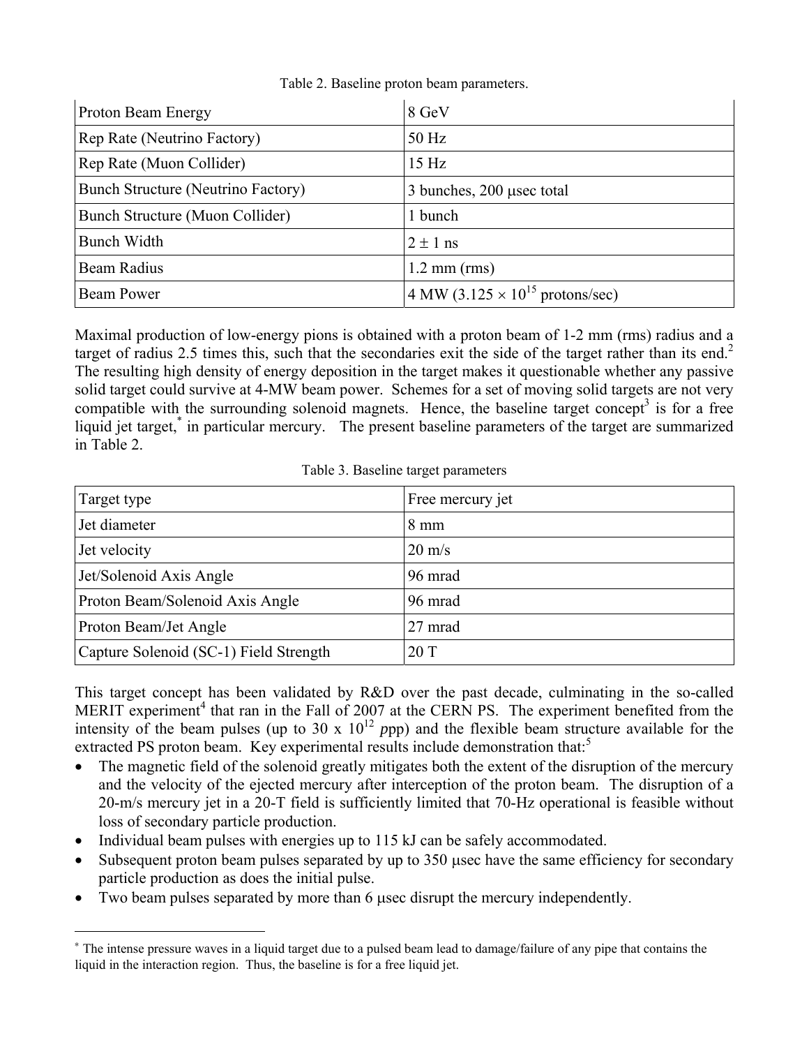Table 2. Baseline proton beam parameters.

| Proton Beam Energy | 8 GeV |
|---|---|
| Rep Rate (Neutrino Factory) | 50 Hz |
| Rep Rate (Muon Collider) | 15 Hz |
| Bunch Structure (Neutrino Factory) | 3 bunches, 200 μsec total |
| Bunch Structure (Muon Collider) | 1 bunch |
| Bunch Width | $2 \pm 1$ ns |
| Beam Radius | 1.2 mm (rms) |
| Beam Power | 4 MW ($3.125 \times 10^{15}$ protons/sec) |

Maximal production of low-energy pions is obtained with a proton beam of 1-2 mm (rms) radius and a target of radius 2.5 times this, such that the secondaries exit the side of the target rather than its end.[2] The resulting high density of energy deposition in the target makes it questionable whether any passive solid target could survive at 4-MW beam power. Schemes for a set of moving solid targets are not very compatible with the surrounding solenoid magnets. Hence, the baseline target concept[3] is for a free liquid jet target,[*] in particular mercury. The present baseline parameters of the target are summarized in Table 2.

Table 3. Baseline target parameters

| Target type | Free mercury jet |
|---|---|
| Jet diameter | 8 mm |
| Jet velocity | 20 m/s |
| Jet/Solenoid Axis Angle | 96 mrad |
| Proton Beam/Solenoid Axis Angle | 96 mrad |
| Proton Beam/Jet Angle | 27 mrad |
| Capture Solenoid (SC-1) Field Strength | 20 T |

This target concept has been validated by R&D over the past decade, culminating in the so-called MERIT experiment[4] that ran in the Fall of 2007 at the CERN PS. The experiment benefited from the intensity of the beam pulses (up to $30 \times 10^{12}$ *p*pp) and the flexible beam structure available for the extracted PS proton beam. Key experimental results include demonstration that:[5]

- The magnetic field of the solenoid greatly mitigates both the extent of the disruption of the mercury and the velocity of the ejected mercury after interception of the proton beam. The disruption of a 20-m/s mercury jet in a 20-T field is sufficiently limited that 70-Hz operational is feasible without loss of secondary particle production.
- Individual beam pulses with energies up to 115 kJ can be safely accommodated.
- Subsequent proton beam pulses separated by up to 350 μsec have the same efficiency for secondary particle production as does the initial pulse.
- Two beam pulses separated by more than 6 μsec disrupt the mercury independently.

[*] The intense pressure waves in a liquid target due to a pulsed beam lead to damage/failure of any pipe that contains the liquid in the interaction region. Thus, the baseline is for a free liquid jet.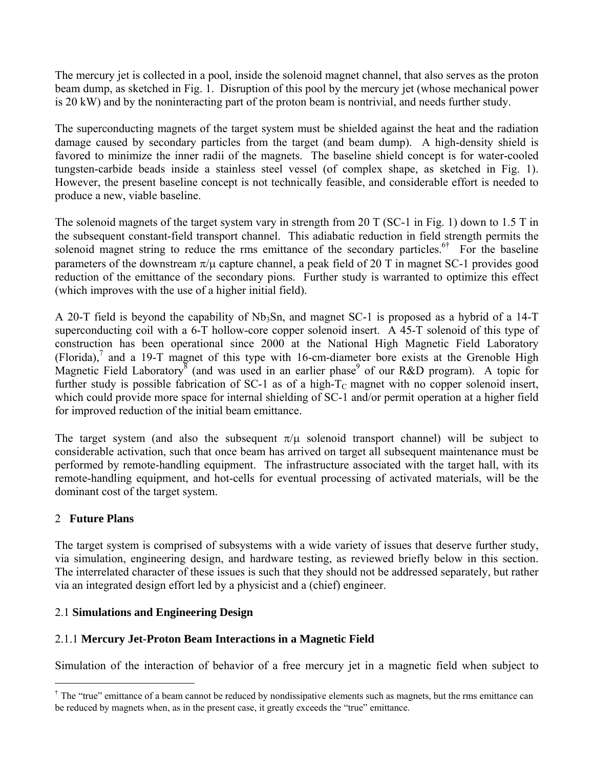The mercury jet is collected in a pool, inside the solenoid magnet channel, that also serves as the proton beam dump, as sketched in Fig. 1. Disruption of this pool by the mercury jet (whose mechanical power is 20 kW) and by the noninteracting part of the proton beam is nontrivial, and needs further study.

The superconducting magnets of the target system must be shielded against the heat and the radiation damage caused by secondary particles from the target (and beam dump). A high-density shield is favored to minimize the inner radii of the magnets. The baseline shield concept is for water-cooled tungsten-carbide beads inside a stainless steel vessel (of complex shape, as sketched in Fig. 1). However, the present baseline concept is not technically feasible, and considerable effort is needed to produce a new, viable baseline.

The solenoid magnets of the target system vary in strength from 20 T (SC-1 in Fig. 1) down to 1.5 T in the subsequent constant-field transport channel. This adiabatic reduction in field strength permits the solenoid magnet string to reduce the rms emittance of the secondary particles.[6†] For the baseline parameters of the downstream $\pi/\mu$ capture channel, a peak field of 20 T in magnet SC-1 provides good reduction of the emittance of the secondary pions. Further study is warranted to optimize this effect (which improves with the use of a higher initial field).

A 20-T field is beyond the capability of $Nb_3Sn$, and magnet SC-1 is proposed as a hybrid of a 14-T superconducting coil with a 6-T hollow-core copper solenoid insert. A 45-T solenoid of this type of construction has been operational since 2000 at the National High Magnetic Field Laboratory (Florida),[7] and a 19-T magnet of this type with 16-cm-diameter bore exists at the Grenoble High Magnetic Field Laboratory[8] (and was used in an earlier phase[9] of our R&D program). A topic for further study is possible fabrication of SC-1 as of a high-$T_C$ magnet with no copper solenoid insert, which could provide more space for internal shielding of SC-1 and/or permit operation at a higher field for improved reduction of the initial beam emittance.

The target system (and also the subsequent $\pi/\mu$ solenoid transport channel) will be subject to considerable activation, such that once beam has arrived on target all subsequent maintenance must be performed by remote-handling equipment. The infrastructure associated with the target hall, with its remote-handling equipment, and hot-cells for eventual processing of activated materials, will be the dominant cost of the target system.

## 2 Future Plans

The target system is comprised of subsystems with a wide variety of issues that deserve further study, via simulation, engineering design, and hardware testing, as reviewed briefly below in this section. The interrelated character of these issues is such that they should not be addressed separately, but rather via an integrated design effort led by a physicist and a (chief) engineer.

### 2.1 Simulations and Engineering Design

#### 2.1.1 Mercury Jet-Proton Beam Interactions in a Magnetic Field

Simulation of the interaction of behavior of a free mercury jet in a magnetic field when subject to

---

[†] The "true" emittance of a beam cannot be reduced by nondissipative elements such as magnets, but the rms emittance can be reduced by magnets when, as in the present case, it greatly exceeds the "true" emittance.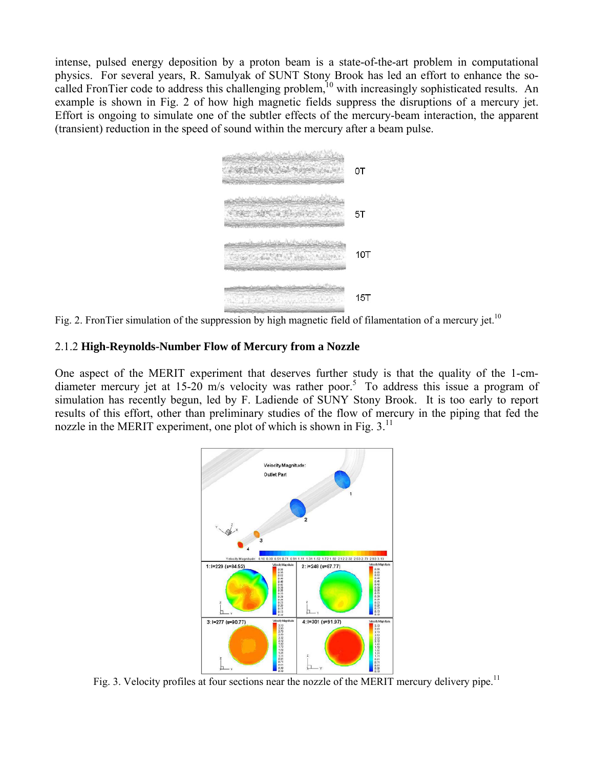intense, pulsed energy deposition by a proton beam is a state-of-the-art problem in computational physics. For several years, R. Samulyak of SUNT Stony Brook has led an effort to enhance the so-called FronTier code to address this challenging problem,[10] with increasingly sophisticated results. An example is shown in Fig. 2 of how high magnetic fields suppress the disruptions of a mercury jet. Effort is ongoing to simulate one of the subtler effects of the mercury-beam interaction, the apparent (transient) reduction in the speed of sound within the mercury after a beam pulse.

Fig. 2. FronTier simulation of the suppression by high magnetic field of filamentation of a mercury jet.[10]

### 2.1.2 **High-Reynolds-Number Flow of Mercury from a Nozzle**

One aspect of the MERIT experiment that deserves further study is that the quality of the 1-cm-diameter mercury jet at 15-20 m/s velocity was rather poor.[5] To address this issue a program of simulation has recently begun, led by F. Ladiende of SUNY Stony Brook. It is too early to report results of this effort, other than preliminary studies of the flow of mercury in the piping that fed the nozzle in the MERIT experiment, one plot of which is shown in Fig. 3.[11]

Fig. 3. Velocity profiles at four sections near the nozzle of the MERIT mercury delivery pipe.[11]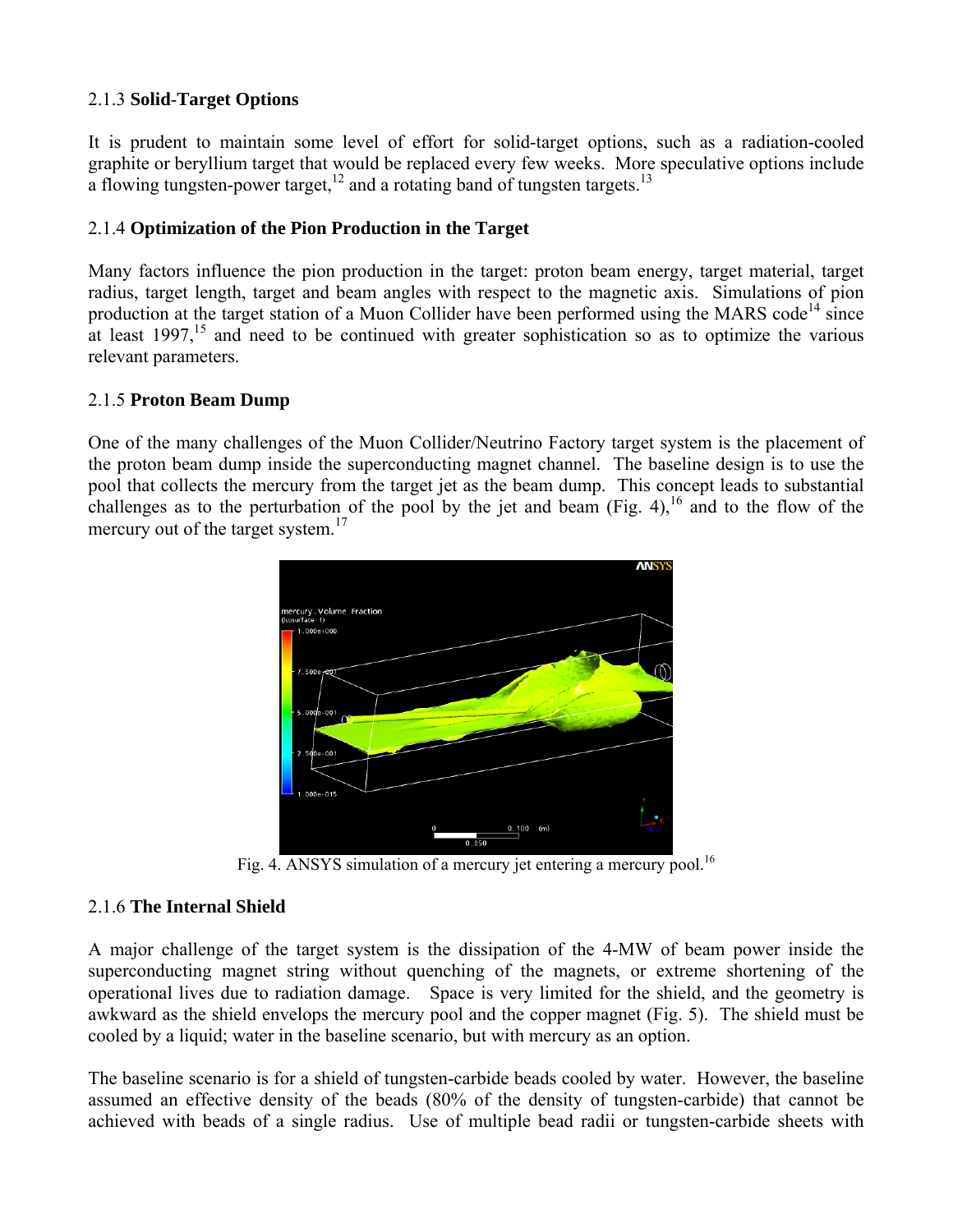### 2.1.3 **Solid-Target Options**

It is prudent to maintain some level of effort for solid-target options, such as a radiation-cooled graphite or beryllium target that would be replaced every few weeks. More speculative options include a flowing tungsten-power target,[12] and a rotating band of tungsten targets.[13]

### 2.1.4 **Optimization of the Pion Production in the Target**

Many factors influence the pion production in the target: proton beam energy, target material, target radius, target length, target and beam angles with respect to the magnetic axis. Simulations of pion production at the target station of a Muon Collider have been performed using the MARS code[14] since at least 1997,[15] and need to be continued with greater sophistication so as to optimize the various relevant parameters.

### 2.1.5 **Proton Beam Dump**

One of the many challenges of the Muon Collider/Neutrino Factory target system is the placement of the proton beam dump inside the superconducting magnet channel. The baseline design is to use the pool that collects the mercury from the target jet as the beam dump. This concept leads to substantial challenges as to the perturbation of the pool by the jet and beam (Fig. 4),[16] and to the flow of the mercury out of the target system.[17]

Fig. 4. ANSYS simulation of a mercury jet entering a mercury pool.[16]

### 2.1.6 **The Internal Shield**

A major challenge of the target system is the dissipation of the 4-MW of beam power inside the superconducting magnet string without quenching of the magnets, or extreme shortening of the operational lives due to radiation damage. Space is very limited for the shield, and the geometry is awkward as the shield envelops the mercury pool and the copper magnet (Fig. 5). The shield must be cooled by a liquid; water in the baseline scenario, but with mercury as an option.

The baseline scenario is for a shield of tungsten-carbide beads cooled by water. However, the baseline assumed an effective density of the beads (80% of the density of tungsten-carbide) that cannot be achieved with beads of a single radius. Use of multiple bead radii or tungsten-carbide sheets with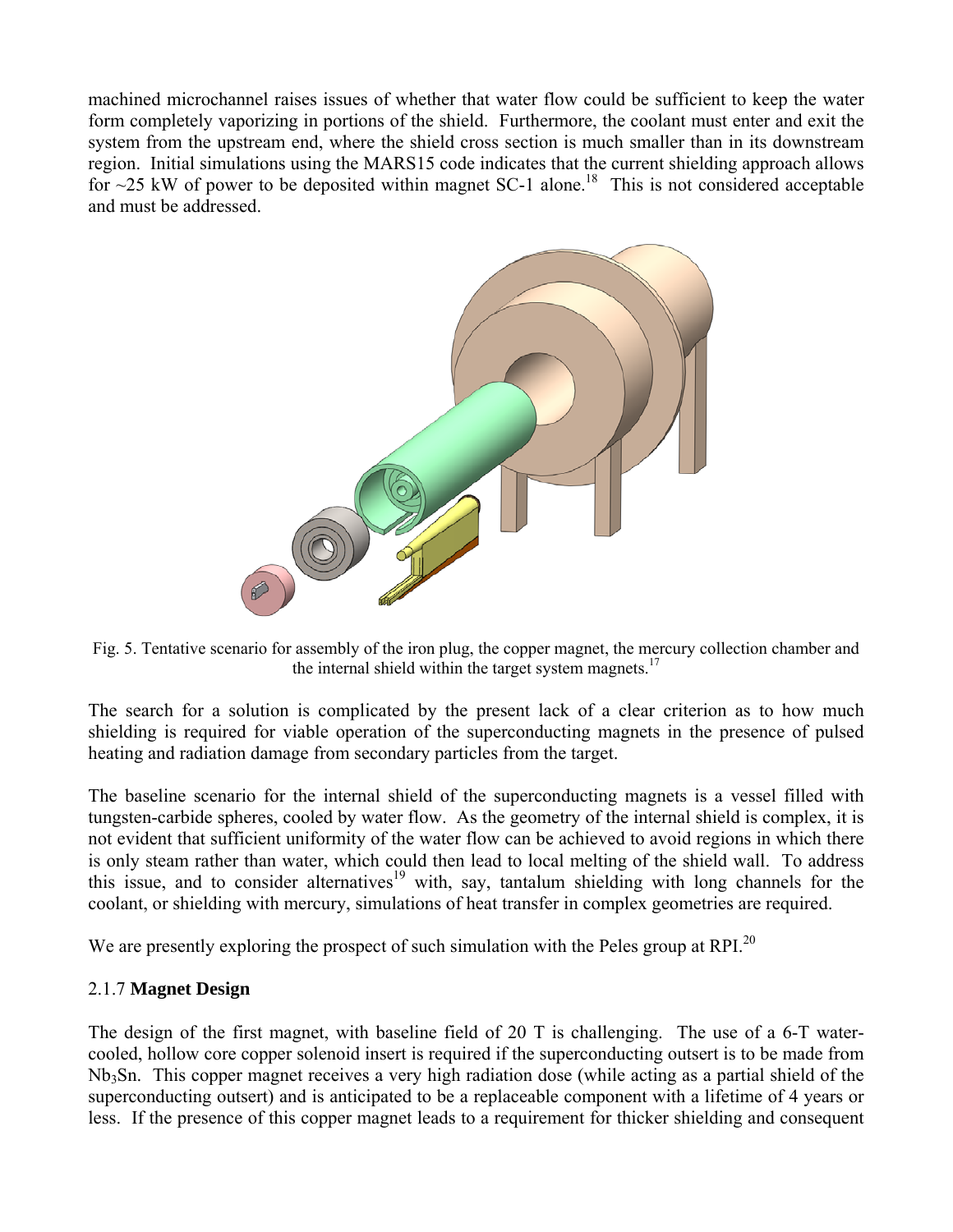machined microchannel raises issues of whether that water flow could be sufficient to keep the water form completely vaporizing in portions of the shield. Furthermore, the coolant must enter and exit the system from the upstream end, where the shield cross section is much smaller than in its downstream region. Initial simulations using the MARS15 code indicates that the current shielding approach allows for ~25 kW of power to be deposited within magnet SC-1 alone.[18] This is not considered acceptable and must be addressed.

Fig. 5. Tentative scenario for assembly of the iron plug, the copper magnet, the mercury collection chamber and the internal shield within the target system magnets.[17]

The search for a solution is complicated by the present lack of a clear criterion as to how much shielding is required for viable operation of the superconducting magnets in the presence of pulsed heating and radiation damage from secondary particles from the target.

The baseline scenario for the internal shield of the superconducting magnets is a vessel filled with tungsten-carbide spheres, cooled by water flow. As the geometry of the internal shield is complex, it is not evident that sufficient uniformity of the water flow can be achieved to avoid regions in which there is only steam rather than water, which could then lead to local melting of the shield wall. To address this issue, and to consider alternatives[19] with, say, tantalum shielding with long channels for the coolant, or shielding with mercury, simulations of heat transfer in complex geometries are required.

We are presently exploring the prospect of such simulation with the Peles group at RPI.[20]

### 2.1.7 **Magnet Design**

The design of the first magnet, with baseline field of 20 T is challenging. The use of a 6-T water-cooled, hollow core copper solenoid insert is required if the superconducting outsert is to be made from $Nb_3Sn$. This copper magnet receives a very high radiation dose (while acting as a partial shield of the superconducting outsert) and is anticipated to be a replaceable component with a lifetime of 4 years or less. If the presence of this copper magnet leads to a requirement for thicker shielding and consequent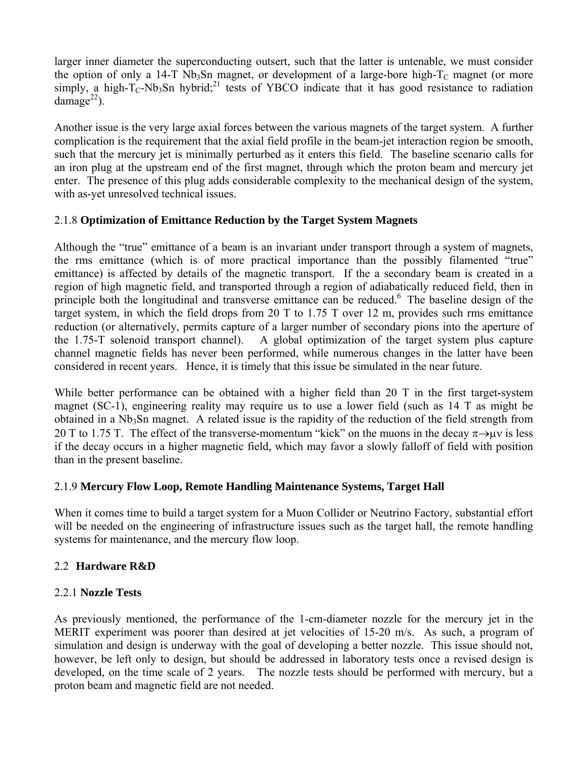larger inner diameter the superconducting outsert, such that the latter is untenable, we must consider the option of only a 14-T $Nb_3Sn$ magnet, or development of a large-bore high-$T_C$ magnet (or more simply, a high-$T_C$-$Nb_3Sn$ hybrid;[21] tests of YBCO indicate that it has good resistance to radiation damage[22]).

Another issue is the very large axial forces between the various magnets of the target system. A further complication is the requirement that the axial field profile in the beam-jet interaction region be smooth, such that the mercury jet is minimally perturbed as it enters this field. The baseline scenario calls for an iron plug at the upstream end of the first magnet, through which the proton beam and mercury jet enter. The presence of this plug adds considerable complexity to the mechanical design of the system, with as-yet unresolved technical issues.

### 2.1.8 **Optimization of Emittance Reduction by the Target System Magnets**

Although the "true" emittance of a beam is an invariant under transport through a system of magnets, the rms emittance (which is of more practical importance than the possibly filamented "true" emittance) is affected by details of the magnetic transport. If the a secondary beam is created in a region of high magnetic field, and transported through a region of adiabatically reduced field, then in principle both the longitudinal and transverse emittance can be reduced.[6] The baseline design of the target system, in which the field drops from 20 T to 1.75 T over 12 m, provides such rms emittance reduction (or alternatively, permits capture of a larger number of secondary pions into the aperture of the 1.75-T solenoid transport channel). A global optimization of the target system plus capture channel magnetic fields has never been performed, while numerous changes in the latter have been considered in recent years. Hence, it is timely that this issue be simulated in the near future.

While better performance can be obtained with a higher field than 20 T in the first target-system magnet (SC-1), engineering reality may require us to use a lower field (such as 14 T as might be obtained in a $Nb_3Sn$ magnet. A related issue is the rapidity of the reduction of the field strength from 20 T to 1.75 T. The effect of the transverse-momentum "kick" on the muons in the decay $\pi \rightarrow \mu\nu$ is less if the decay occurs in a higher magnetic field, which may favor a slowly falloff of field with position than in the present baseline.

### 2.1.9 **Mercury Flow Loop, Remote Handling Maintenance Systems, Target Hall**

When it comes time to build a target system for a Muon Collider or Neutrino Factory, substantial effort will be needed on the engineering of infrastructure issues such as the target hall, the remote handling systems for maintenance, and the mercury flow loop.

## 2.2 **Hardware R&D**

### 2.2.1 **Nozzle Tests**

As previously mentioned, the performance of the 1-cm-diameter nozzle for the mercury jet in the MERIT experiment was poorer than desired at jet velocities of 15-20 m/s. As such, a program of simulation and design is underway with the goal of developing a better nozzle. This issue should not, however, be left only to design, but should be addressed in laboratory tests once a revised design is developed, on the time scale of 2 years. The nozzle tests should be performed with mercury, but a proton beam and magnetic field are not needed.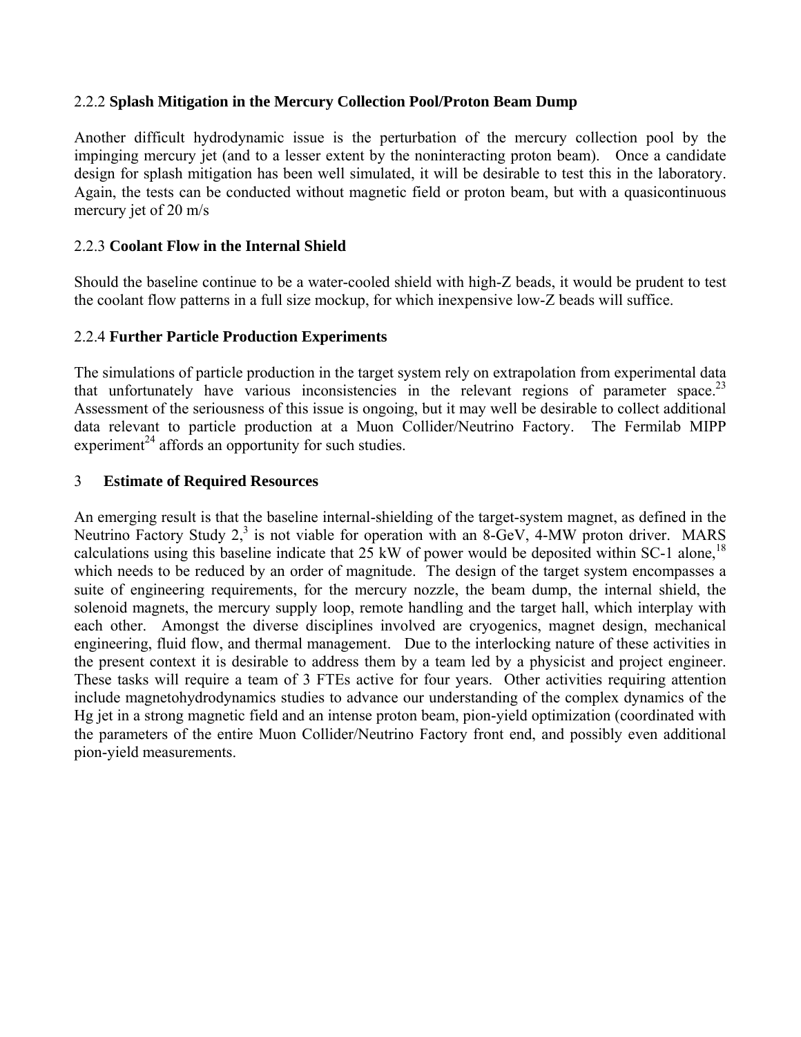### 2.2.2 **Splash Mitigation in the Mercury Collection Pool/Proton Beam Dump**

Another difficult hydrodynamic issue is the perturbation of the mercury collection pool by the impinging mercury jet (and to a lesser extent by the noninteracting proton beam). Once a candidate design for splash mitigation has been well simulated, it will be desirable to test this in the laboratory. Again, the tests can be conducted without magnetic field or proton beam, but with a quasicontinuous mercury jet of 20 m/s

### 2.2.3 **Coolant Flow in the Internal Shield**

Should the baseline continue to be a water-cooled shield with high-Z beads, it would be prudent to test the coolant flow patterns in a full size mockup, for which inexpensive low-Z beads will suffice.

### 2.2.4 **Further Particle Production Experiments**

The simulations of particle production in the target system rely on extrapolation from experimental data that unfortunately have various inconsistencies in the relevant regions of parameter space.[23] Assessment of the seriousness of this issue is ongoing, but it may well be desirable to collect additional data relevant to particle production at a Muon Collider/Neutrino Factory. The Fermilab MIPP experiment[24] affords an opportunity for such studies.

## 3 **Estimate of Required Resources**

An emerging result is that the baseline internal-shielding of the target-system magnet, as defined in the Neutrino Factory Study 2,[3] is not viable for operation with an 8-GeV, 4-MW proton driver. MARS calculations using this baseline indicate that 25 kW of power would be deposited within SC-1 alone,[18] which needs to be reduced by an order of magnitude. The design of the target system encompasses a suite of engineering requirements, for the mercury nozzle, the beam dump, the internal shield, the solenoid magnets, the mercury supply loop, remote handling and the target hall, which interplay with each other. Amongst the diverse disciplines involved are cryogenics, magnet design, mechanical engineering, fluid flow, and thermal management. Due to the interlocking nature of these activities in the present context it is desirable to address them by a team led by a physicist and project engineer. These tasks will require a team of 3 FTEs active for four years. Other activities requiring attention include magnetohydrodynamics studies to advance our understanding of the complex dynamics of the Hg jet in a strong magnetic field and an intense proton beam, pion-yield optimization (coordinated with the parameters of the entire Muon Collider/Neutrino Factory front end, and possibly even additional pion-yield measurements.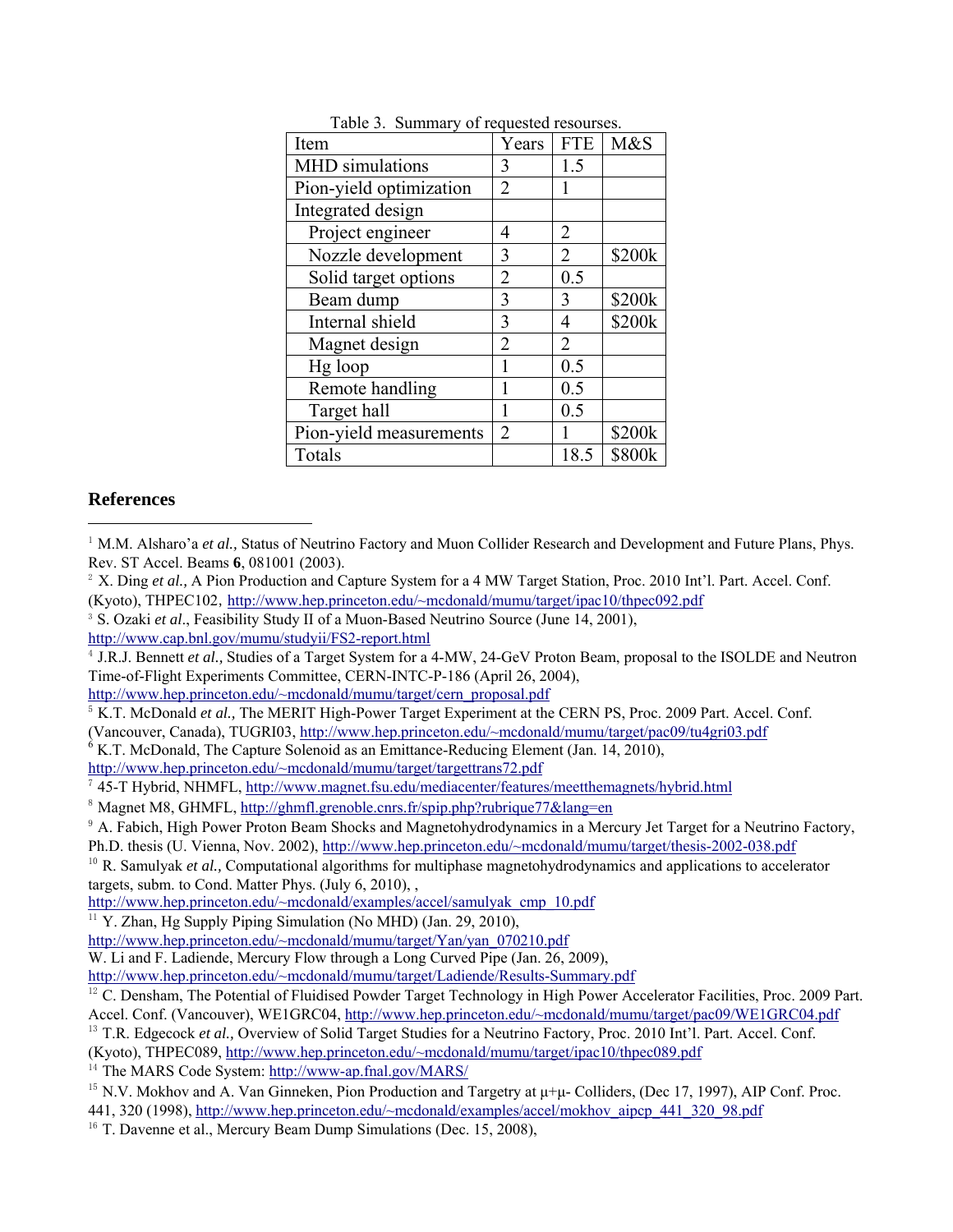Table 3. Summary of requested resourses.

| Item | Years | FTE | M&S |
|---|---|---|---|
| MHD simulations | 3 | 1.5 | |
| Pion-yield optimization | 2 | 1 | |
| Integrated design | | | |
| Project engineer | 4 | 2 | |
| Nozzle development | 3 | 2 | $200k |
| Solid target options | 2 | 0.5 | |
| Beam dump | 3 | 3 | $200k |
| Internal shield | 3 | 4 | $200k |
| Magnet design | 2 | 2 | |
| Hg loop | 1 | 0.5 | |
| Remote handling | 1 | 0.5 | |
| Target hall | 1 | 0.5 | |
| Pion-yield measurements | 2 | 1 | $200k |
| Totals | | 18.5 | $800k |

## References

[1] M.M. Alsharo'a *et al.,* Status of Neutrino Factory and Muon Collider Research and Development and Future Plans, Phys. Rev. ST Accel. Beams **6**, 081001 (2003).

[2] X. Ding *et al.,* A Pion Production and Capture System for a 4 MW Target Station, Proc. 2010 Int'l. Part. Accel. Conf. (Kyoto), THPEC102, http://www.hep.princeton.edu/~mcdonald/mumu/target/ipac10/thpec092.pdf

[3] S. Ozaki *et al*., Feasibility Study II of a Muon-Based Neutrino Source (June 14, 2001), http://www.cap.bnl.gov/mumu/studyii/FS2-report.html

[4] J.R.J. Bennett *et al.,* Studies of a Target System for a 4-MW, 24-GeV Proton Beam, proposal to the ISOLDE and Neutron Time-of-Flight Experiments Committee, CERN-INTC-P-186 (April 26, 2004), http://www.hep.princeton.edu/~mcdonald/mumu/target/cern_proposal.pdf

[5] K.T. McDonald *et al.,* The MERIT High-Power Target Experiment at the CERN PS, Proc. 2009 Part. Accel. Conf. (Vancouver, Canada), TUGRI03, http://www.hep.princeton.edu/~mcdonald/mumu/target/pac09/tu4gri03.pdf

[6] K.T. McDonald, The Capture Solenoid as an Emittance-Reducing Element (Jan. 14, 2010), http://www.hep.princeton.edu/~mcdonald/mumu/target/targettrans72.pdf

[7] 45-T Hybrid, NHMFL, http://www.magnet.fsu.edu/mediacenter/features/meetthemagnets/hybrid.html

[8] Magnet M8, GHMFL, http://ghmfl.grenoble.cnrs.fr/spip.php?rubrique77&lang=en

[9] A. Fabich, High Power Proton Beam Shocks and Magnetohydrodynamics in a Mercury Jet Target for a Neutrino Factory, Ph.D. thesis (U. Vienna, Nov. 2002), http://www.hep.princeton.edu/~mcdonald/mumu/target/thesis-2002-038.pdf

[10] R. Samulyak *et al.,* Computational algorithms for multiphase magnetohydrodynamics and applications to accelerator targets, subm. to Cond. Matter Phys. (July 6, 2010), , http://www.hep.princeton.edu/~mcdonald/examples/accel/samulyak_cmp_10.pdf

[11] Y. Zhan, Hg Supply Piping Simulation (No MHD) (Jan. 29, 2010), http://www.hep.princeton.edu/~mcdonald/mumu/target/Yan/yan_070210.pdf
W. Li and F. Ladiende, Mercury Flow through a Long Curved Pipe (Jan. 26, 2009), http://www.hep.princeton.edu/~mcdonald/mumu/target/Ladiende/Results-Summary.pdf

[12] C. Densham, The Potential of Fluidised Powder Target Technology in High Power Accelerator Facilities, Proc. 2009 Part. Accel. Conf. (Vancouver), WE1GRC04, http://www.hep.princeton.edu/~mcdonald/mumu/target/pac09/WE1GRC04.pdf

[13] T.R. Edgecock *et al.,* Overview of Solid Target Studies for a Neutrino Factory, Proc. 2010 Int'l. Part. Accel. Conf. (Kyoto), THPEC089, http://www.hep.princeton.edu/~mcdonald/mumu/target/ipac10/thpec089.pdf

[14] The MARS Code System: http://www-ap.fnal.gov/MARS/

[15] N.V. Mokhov and A. Van Ginneken, Pion Production and Targetry at $\mu^+\mu^-$ Colliders, (Dec 17, 1997), AIP Conf. Proc. 441, 320 (1998), http://www.hep.princeton.edu/~mcdonald/examples/accel/mokhov_aipcp_441_320_98.pdf

[16] T. Davenne et al., Mercury Beam Dump Simulations (Dec. 15, 2008),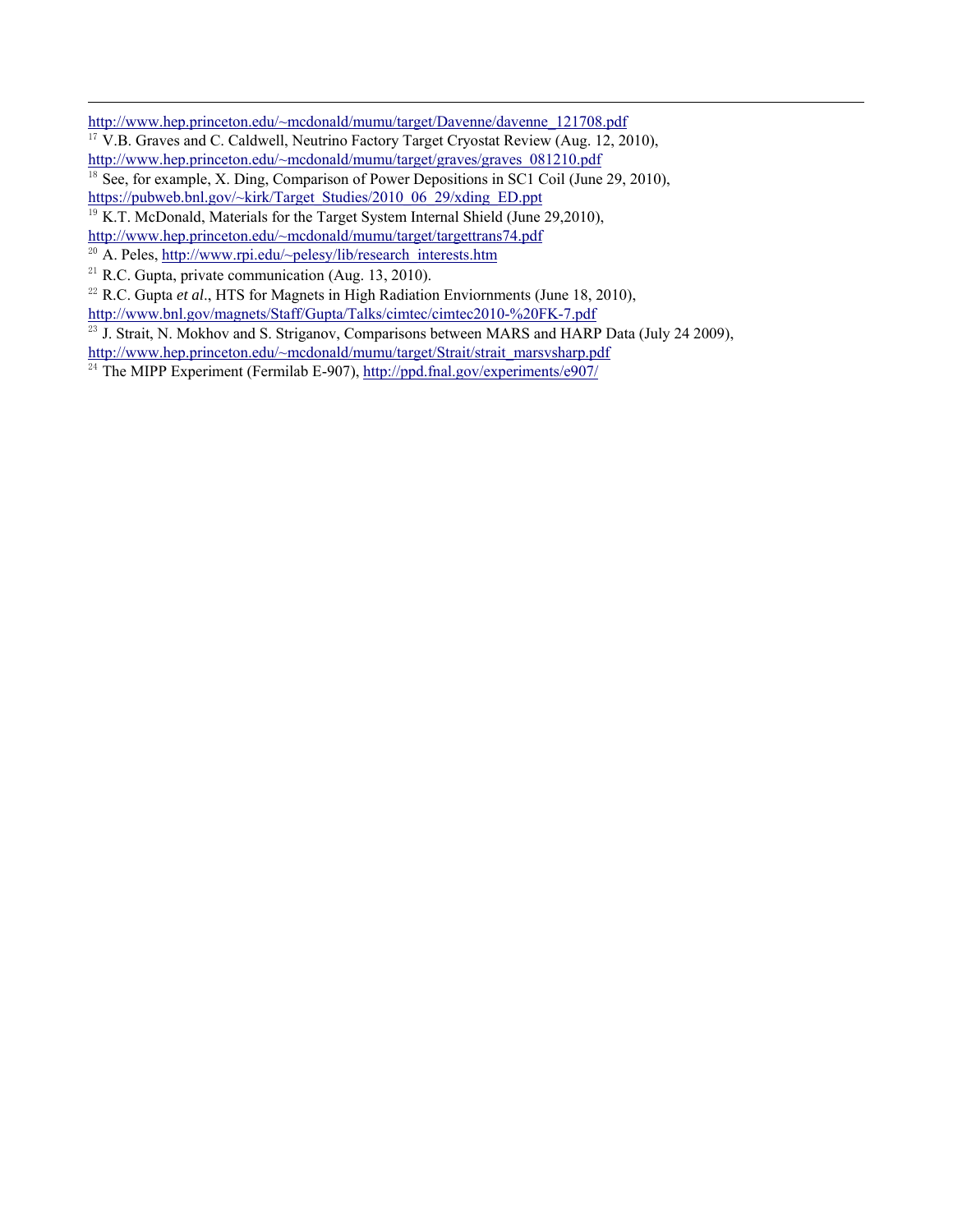http://www.hep.princeton.edu/~mcdonald/mumu/target/Davenne/davenne_121708.pdf

[17] V.B. Graves and C. Caldwell, Neutrino Factory Target Cryostat Review (Aug. 12, 2010), http://www.hep.princeton.edu/~mcdonald/mumu/target/graves/graves_081210.pdf

[18] See, for example, X. Ding, Comparison of Power Depositions in SC1 Coil (June 29, 2010), https://pubweb.bnl.gov/~kirk/Target_Studies/2010_06_29/xding_ED.ppt

[19] K.T. McDonald, Materials for the Target System Internal Shield (June 29,2010), http://www.hep.princeton.edu/~mcdonald/mumu/target/targettrans74.pdf

[20] A. Peles, http://www.rpi.edu/~pelesy/lib/research_interests.htm

[21] R.C. Gupta, private communication (Aug. 13, 2010).

[22] R.C. Gupta *et al*., HTS for Magnets in High Radiation Enviornments (June 18, 2010), http://www.bnl.gov/magnets/Staff/Gupta/Talks/cimtec/cimtec2010-%20FK-7.pdf

[23] J. Strait, N. Mokhov and S. Striganov, Comparisons between MARS and HARP Data (July 24 2009), http://www.hep.princeton.edu/~mcdonald/mumu/target/Strait/strait_marsvsharp.pdf

[24] The MIPP Experiment (Fermilab E-907), http://ppd.fnal.gov/experiments/e907/